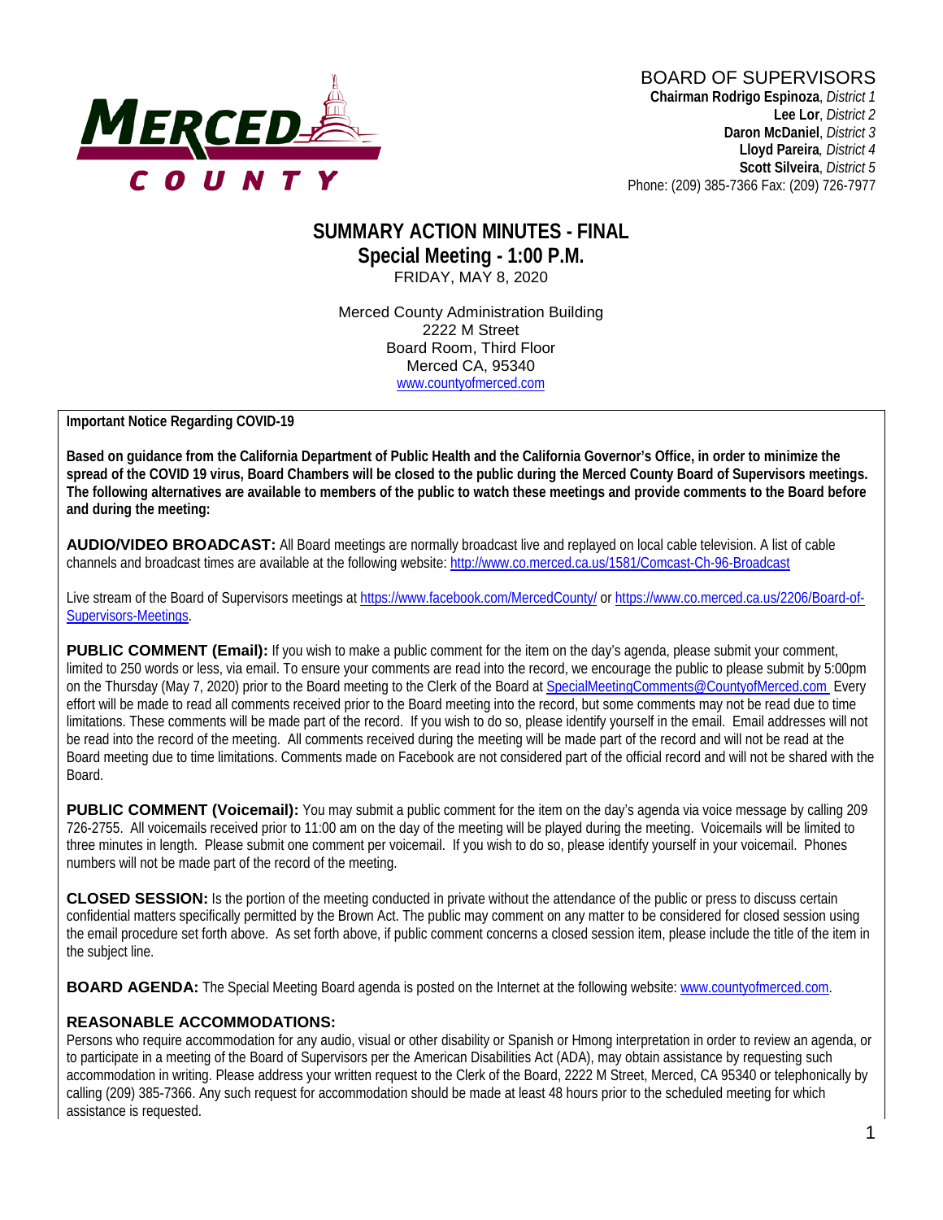MERCED COUNTY

BOARD OF SUPERVISORS
**Chairman Rodrigo Espinoza**, *District 1*
**Lee Lor**, *District 2*
**Daron McDaniel**, *District 3*
**Lloyd Pareira**, *District 4*
**Scott Silveira**, *District 5*
Phone: (209) 385-7366 Fax: (209) 726-7977

# SUMMARY ACTION MINUTES - FINAL
## Special Meeting - 1:00 P.M.
FRIDAY, MAY 8, 2020

Merced County Administration Building
2222 M Street
Board Room, Third Floor
Merced CA, 95340
www.countyofmerced.com

**Important Notice Regarding COVID-19**

**Based on guidance from the California Department of Public Health and the California Governor's Office, in order to minimize the spread of the COVID 19 virus, Board Chambers will be closed to the public during the Merced County Board of Supervisors meetings. The following alternatives are available to members of the public to watch these meetings and provide comments to the Board before and during the meeting:**

**AUDIO/VIDEO BROADCAST:** All Board meetings are normally broadcast live and replayed on local cable television. A list of cable channels and broadcast times are available at the following website: http://www.co.merced.ca.us/1581/Comcast-Ch-96-Broadcast

Live stream of the Board of Supervisors meetings at https://www.facebook.com/MercedCounty/ or https://www.co.merced.ca.us/2206/Board-of-Supervisors-Meetings.

**PUBLIC COMMENT (Email):** If you wish to make a public comment for the item on the day's agenda, please submit your comment, limited to 250 words or less, via email. To ensure your comments are read into the record, we encourage the public to please submit by 5:00pm on the Thursday (May 7, 2020) prior to the Board meeting to the Clerk of the Board at SpecialMeetingComments@CountyofMerced.com Every effort will be made to read all comments received prior to the Board meeting into the record, but some comments may not be read due to time limitations. These comments will be made part of the record. If you wish to do so, please identify yourself in the email. Email addresses will not be read into the record of the meeting. All comments received during the meeting will be made part of the record and will not be read at the Board meeting due to time limitations. Comments made on Facebook are not considered part of the official record and will not be shared with the Board.

**PUBLIC COMMENT (Voicemail):** You may submit a public comment for the item on the day's agenda via voice message by calling 209 726-2755. All voicemails received prior to 11:00 am on the day of the meeting will be played during the meeting. Voicemails will be limited to three minutes in length. Please submit one comment per voicemail. If you wish to do so, please identify yourself in your voicemail. Phones numbers will not be made part of the record of the meeting.

**CLOSED SESSION:** Is the portion of the meeting conducted in private without the attendance of the public or press to discuss certain confidential matters specifically permitted by the Brown Act. The public may comment on any matter to be considered for closed session using the email procedure set forth above. As set forth above, if public comment concerns a closed session item, please include the title of the item in the subject line.

**BOARD AGENDA:** The Special Meeting Board agenda is posted on the Internet at the following website: www.countyofmerced.com.

**REASONABLE ACCOMMODATIONS:**
Persons who require accommodation for any audio, visual or other disability or Spanish or Hmong interpretation in order to review an agenda, or to participate in a meeting of the Board of Supervisors per the American Disabilities Act (ADA), may obtain assistance by requesting such accommodation in writing. Please address your written request to the Clerk of the Board, 2222 M Street, Merced, CA 95340 or telephonically by calling (209) 385-7366. Any such request for accommodation should be made at least 48 hours prior to the scheduled meeting for which assistance is requested.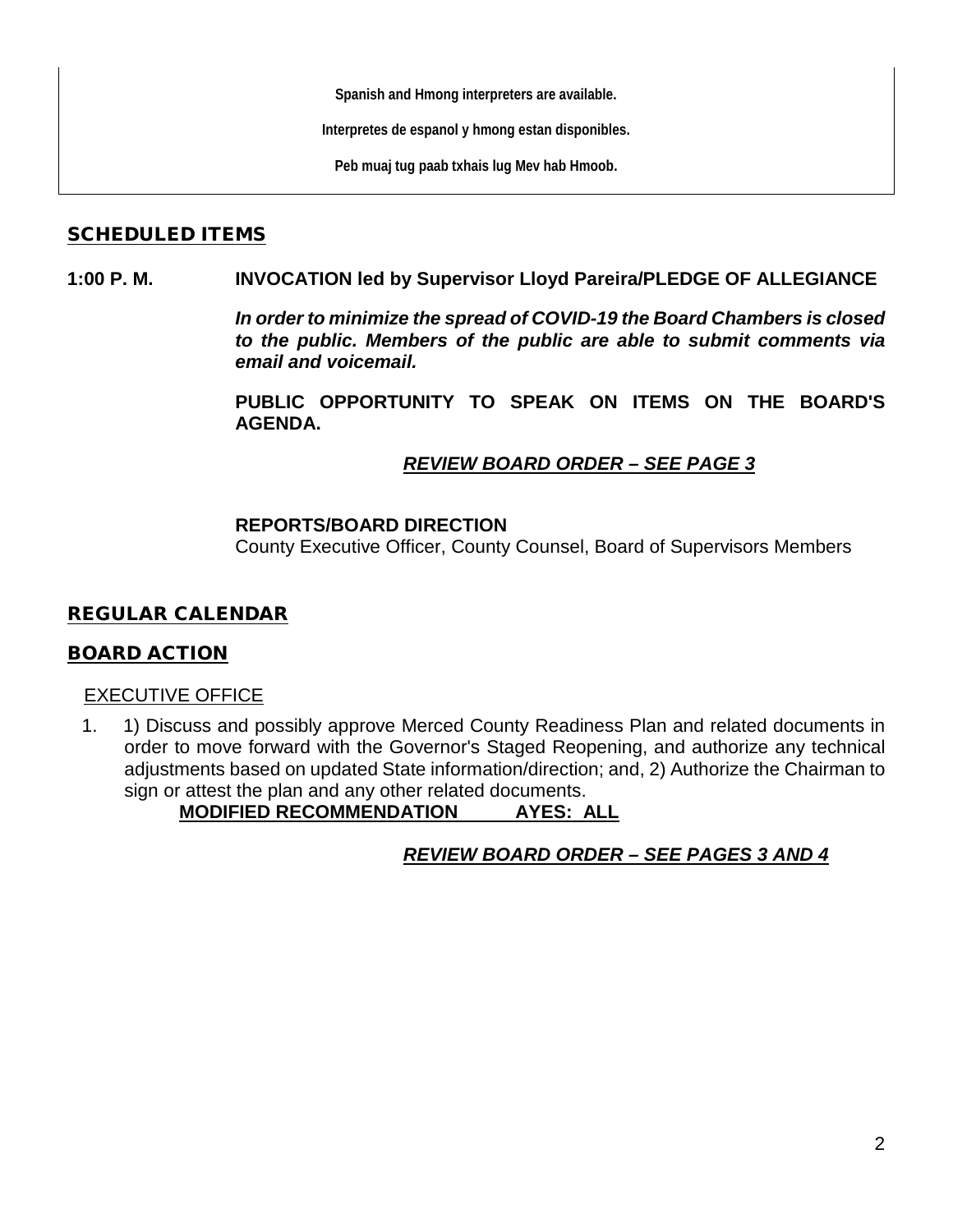**Spanish and Hmong interpreters are available.**

**Interpretes de espanol y hmong estan disponibles.**

**Peb muaj tug paab txhais lug Mev hab Hmoob.**

## SCHEDULED ITEMS

**1:00 P. M.** **INVOCATION led by Supervisor Lloyd Pareira/PLEDGE OF ALLEGIANCE**

***In order to minimize the spread of COVID-19 the Board Chambers is closed to the public. Members of the public are able to submit comments via email and voicemail.***

**PUBLIC OPPORTUNITY TO SPEAK ON ITEMS ON THE BOARD'S AGENDA.**

***REVIEW BOARD ORDER – SEE PAGE 3***

**REPORTS/BOARD DIRECTION**
County Executive Officer, County Counsel, Board of Supervisors Members

## REGULAR CALENDAR

## BOARD ACTION

EXECUTIVE OFFICE

1. 1) Discuss and possibly approve Merced County Readiness Plan and related documents in order to move forward with the Governor's Staged Reopening, and authorize any technical adjustments based on updated State information/direction; and, 2) Authorize the Chairman to sign or attest the plan and any other related documents.
   **MODIFIED RECOMMENDATION AYES: ALL**

***REVIEW BOARD ORDER – SEE PAGES 3 AND 4***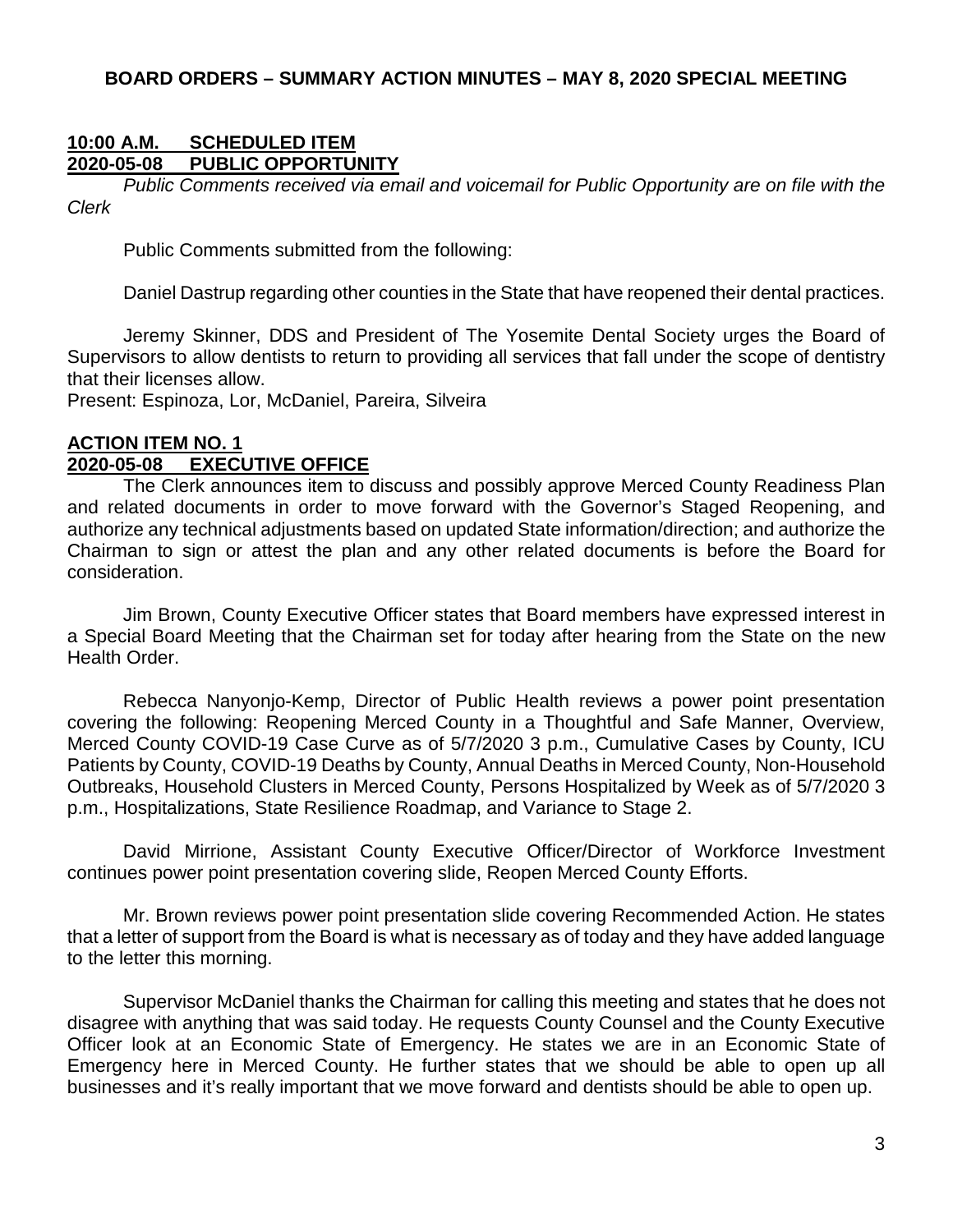## BOARD ORDERS – SUMMARY ACTION MINUTES – MAY 8, 2020 SPECIAL MEETING

**10:00 A.M. SCHEDULED ITEM**
**2020-05-08 PUBLIC OPPORTUNITY**

*Public Comments received via email and voicemail for Public Opportunity are on file with the Clerk*

Public Comments submitted from the following:

Daniel Dastrup regarding other counties in the State that have reopened their dental practices.

Jeremy Skinner, DDS and President of The Yosemite Dental Society urges the Board of Supervisors to allow dentists to return to providing all services that fall under the scope of dentistry that their licenses allow.
Present: Espinoza, Lor, McDaniel, Pareira, Silveira

**ACTION ITEM NO. 1**
**2020-05-08 EXECUTIVE OFFICE**

The Clerk announces item to discuss and possibly approve Merced County Readiness Plan and related documents in order to move forward with the Governor's Staged Reopening, and authorize any technical adjustments based on updated State information/direction; and authorize the Chairman to sign or attest the plan and any other related documents is before the Board for consideration.

Jim Brown, County Executive Officer states that Board members have expressed interest in a Special Board Meeting that the Chairman set for today after hearing from the State on the new Health Order.

Rebecca Nanyonjo-Kemp, Director of Public Health reviews a power point presentation covering the following: Reopening Merced County in a Thoughtful and Safe Manner, Overview, Merced County COVID-19 Case Curve as of 5/7/2020 3 p.m., Cumulative Cases by County, ICU Patients by County, COVID-19 Deaths by County, Annual Deaths in Merced County, Non-Household Outbreaks, Household Clusters in Merced County, Persons Hospitalized by Week as of 5/7/2020 3 p.m., Hospitalizations, State Resilience Roadmap, and Variance to Stage 2.

David Mirrione, Assistant County Executive Officer/Director of Workforce Investment continues power point presentation covering slide, Reopen Merced County Efforts.

Mr. Brown reviews power point presentation slide covering Recommended Action. He states that a letter of support from the Board is what is necessary as of today and they have added language to the letter this morning.

Supervisor McDaniel thanks the Chairman for calling this meeting and states that he does not disagree with anything that was said today. He requests County Counsel and the County Executive Officer look at an Economic State of Emergency. He states we are in an Economic State of Emergency here in Merced County. He further states that we should be able to open up all businesses and it's really important that we move forward and dentists should be able to open up.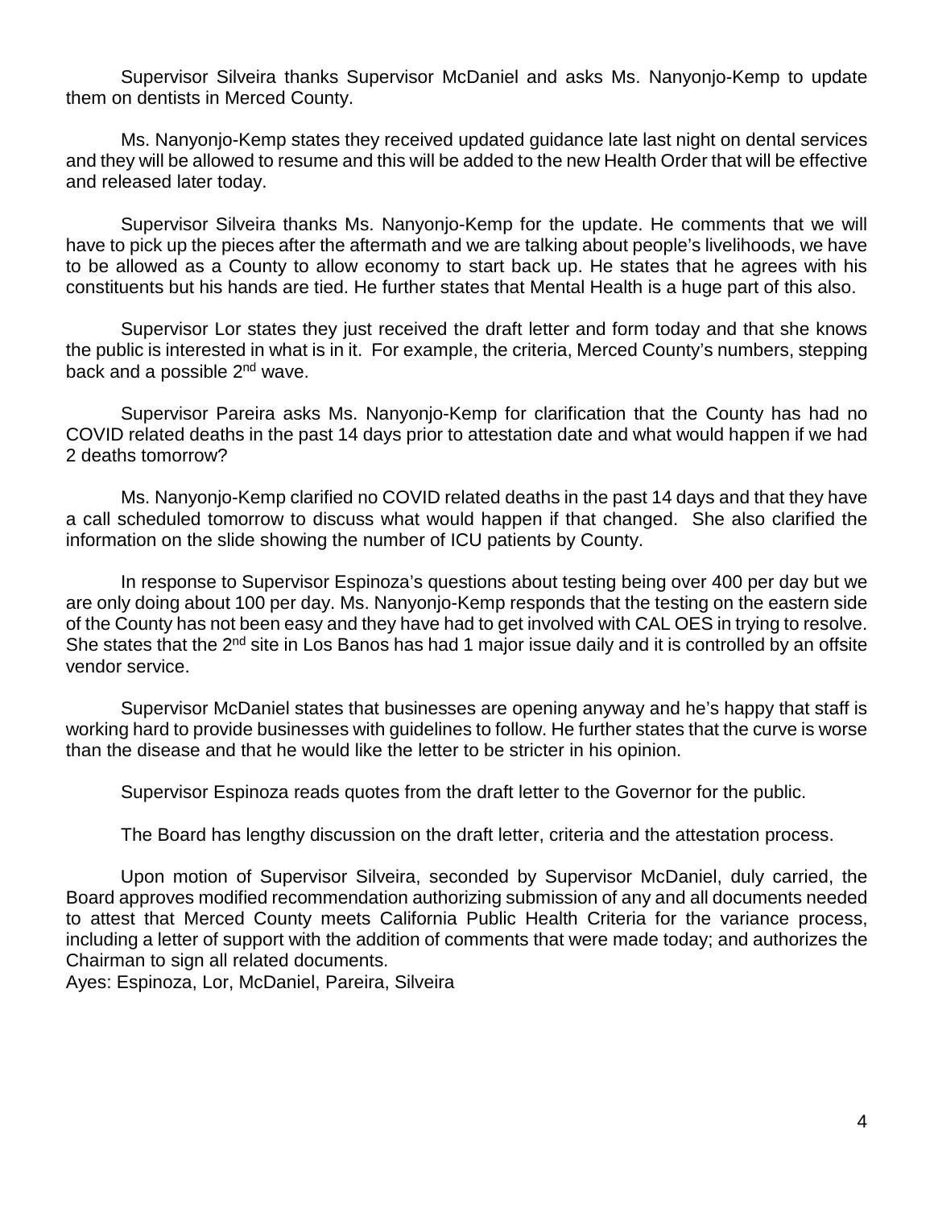Supervisor Silveira thanks Supervisor McDaniel and asks Ms. Nanyonjo-Kemp to update them on dentists in Merced County.

Ms. Nanyonjo-Kemp states they received updated guidance late last night on dental services and they will be allowed to resume and this will be added to the new Health Order that will be effective and released later today.

Supervisor Silveira thanks Ms. Nanyonjo-Kemp for the update. He comments that we will have to pick up the pieces after the aftermath and we are talking about people's livelihoods, we have to be allowed as a County to allow economy to start back up. He states that he agrees with his constituents but his hands are tied. He further states that Mental Health is a huge part of this also.

Supervisor Lor states they just received the draft letter and form today and that she knows the public is interested in what is in it. For example, the criteria, Merced County's numbers, stepping back and a possible 2nd wave.

Supervisor Pareira asks Ms. Nanyonjo-Kemp for clarification that the County has had no COVID related deaths in the past 14 days prior to attestation date and what would happen if we had 2 deaths tomorrow?

Ms. Nanyonjo-Kemp clarified no COVID related deaths in the past 14 days and that they have a call scheduled tomorrow to discuss what would happen if that changed. She also clarified the information on the slide showing the number of ICU patients by County.

In response to Supervisor Espinoza's questions about testing being over 400 per day but we are only doing about 100 per day. Ms. Nanyonjo-Kemp responds that the testing on the eastern side of the County has not been easy and they have had to get involved with CAL OES in trying to resolve. She states that the 2nd site in Los Banos has had 1 major issue daily and it is controlled by an offsite vendor service.

Supervisor McDaniel states that businesses are opening anyway and he's happy that staff is working hard to provide businesses with guidelines to follow. He further states that the curve is worse than the disease and that he would like the letter to be stricter in his opinion.

Supervisor Espinoza reads quotes from the draft letter to the Governor for the public.

The Board has lengthy discussion on the draft letter, criteria and the attestation process.

Upon motion of Supervisor Silveira, seconded by Supervisor McDaniel, duly carried, the Board approves modified recommendation authorizing submission of any and all documents needed to attest that Merced County meets California Public Health Criteria for the variance process, including a letter of support with the addition of comments that were made today; and authorizes the Chairman to sign all related documents.
Ayes: Espinoza, Lor, McDaniel, Pareira, Silveira